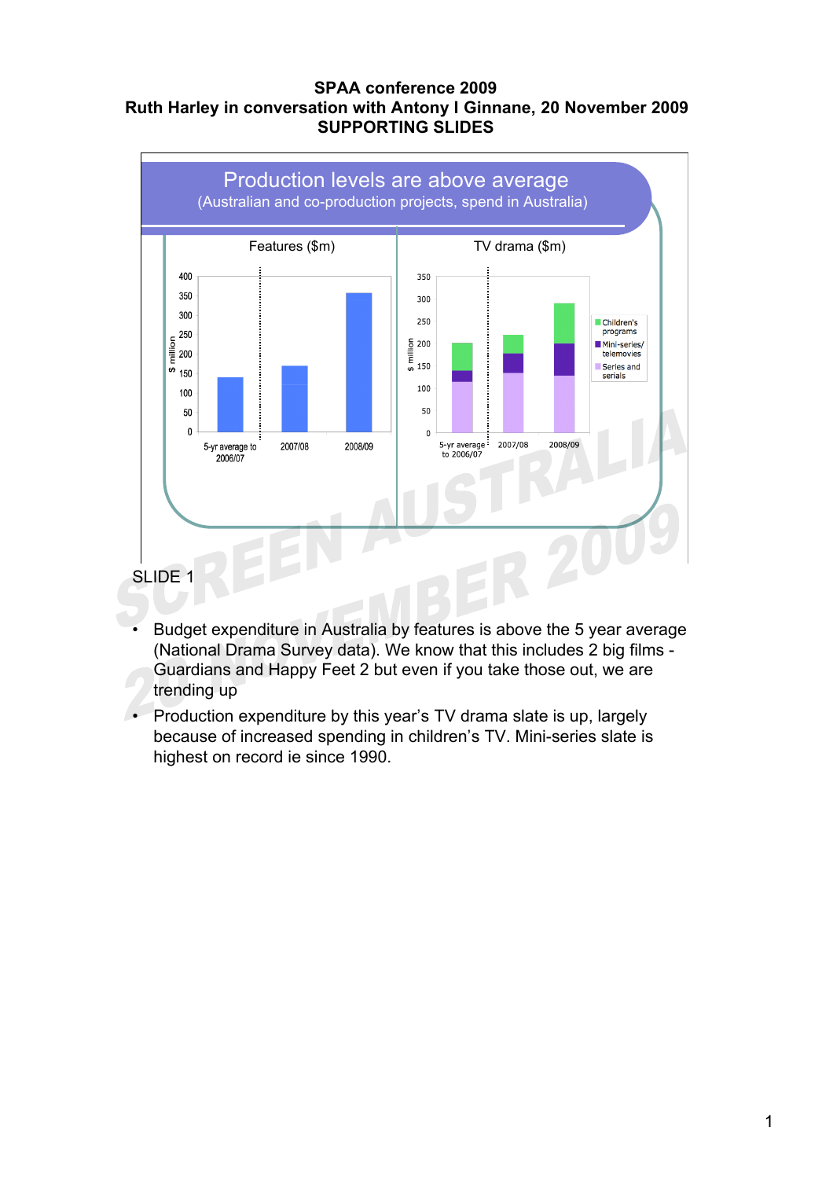**SPAA conference 2009**
**Ruth Harley in conversation with Antony I Ginnane, 20 November 2009**
**SUPPORTING SLIDES**

Production levels are above average
(Australian and co-production projects, spend in Australia)

Features ($m)

TV drama ($m)

SLIDE 1

- Budget expenditure in Australia by features is above the 5 year average (National Drama Survey data). We know that this includes 2 big films - Guardians and Happy Feet 2 but even if you take those out, we are trending up
- Production expenditure by this year's TV drama slate is up, largely because of increased spending in children's TV. Mini-series slate is highest on record ie since 1990.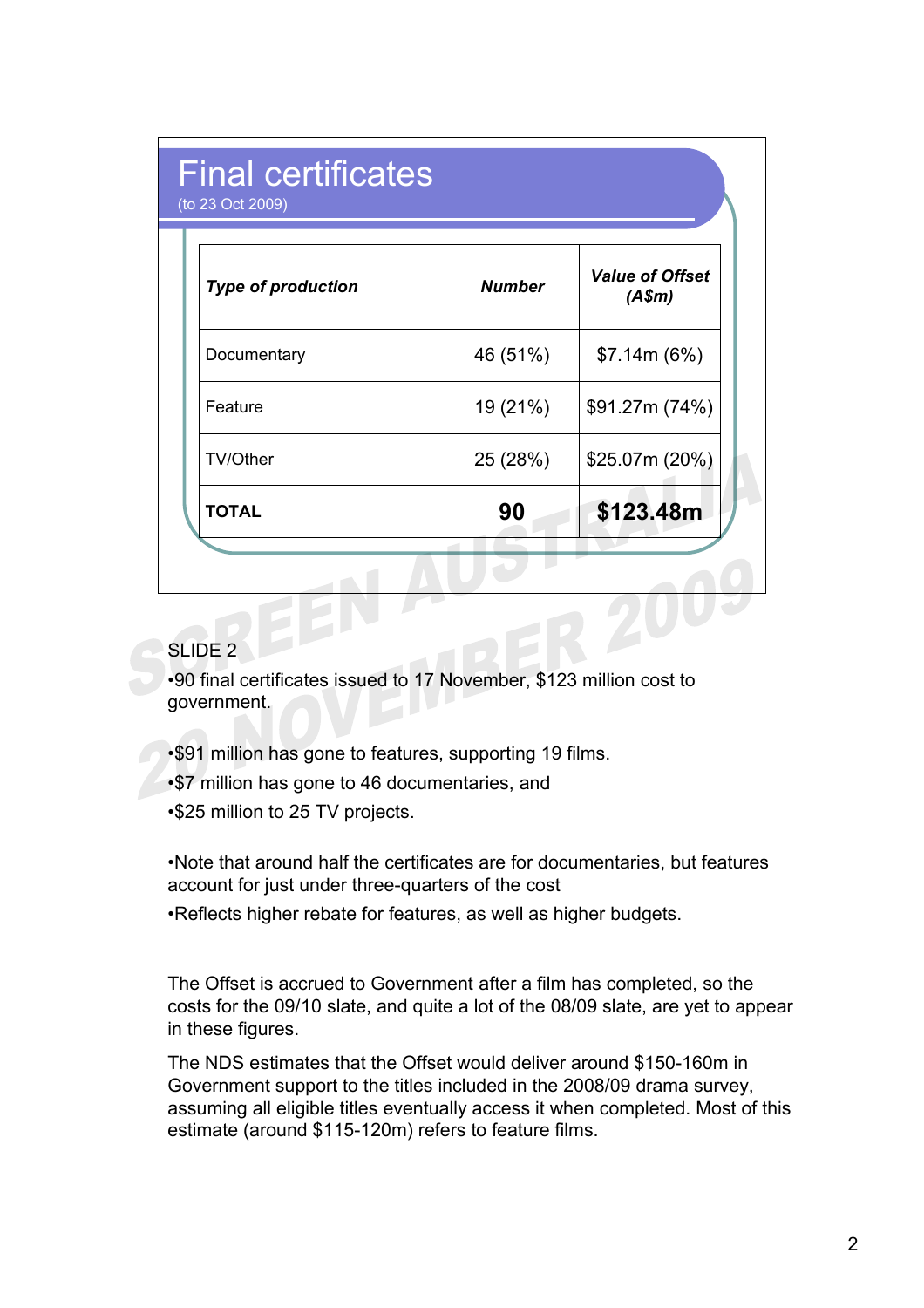## Final certificates

(to 23 Oct 2009)

| ***Type of production*** | ***Number*** | ***Value of Offset (A$m)*** |
|---|---|---|
| Documentary | 46 (51%) | $7.14m (6%) |
| Feature | 19 (21%) | $91.27m (74%) |
| TV/Other | 25 (28%) | $25.07m (20%) |
| **TOTAL** | **90** | **$123.48m** |

SLIDE 2

•90 final certificates issued to 17 November, $123 million cost to government.

•$91 million has gone to features, supporting 19 films.

•$7 million has gone to 46 documentaries, and

•$25 million to 25 TV projects.

•Note that around half the certificates are for documentaries, but features account for just under three-quarters of the cost

•Reflects higher rebate for features, as well as higher budgets.

The Offset is accrued to Government after a film has completed, so the costs for the 09/10 slate, and quite a lot of the 08/09 slate, are yet to appear in these figures.

The NDS estimates that the Offset would deliver around $150-160m in Government support to the titles included in the 2008/09 drama survey, assuming all eligible titles eventually access it when completed. Most of this estimate (around $115-120m) refers to feature films.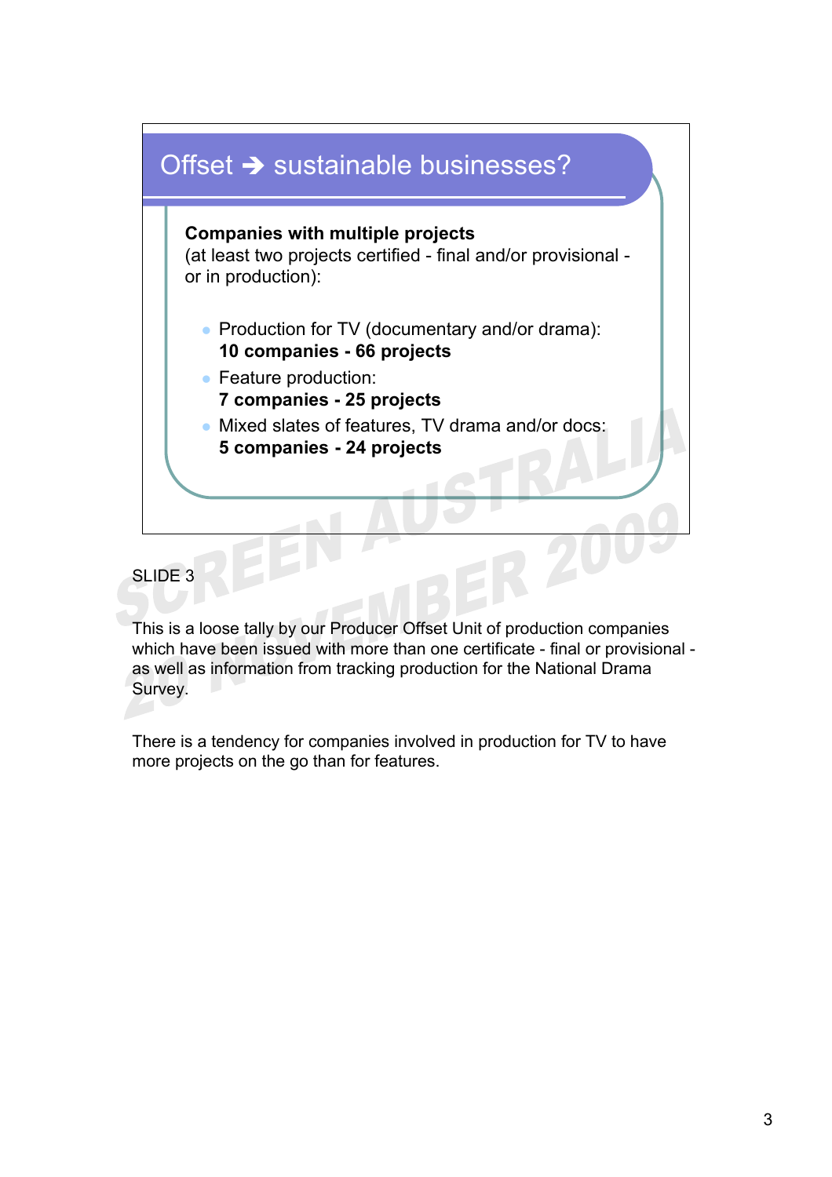## Offset ➔ sustainable businesses?

**Companies with multiple projects**
(at least two projects certified - final and/or provisional - or in production):

- Production for TV (documentary and/or drama):
  **10 companies - 66 projects**
- Feature production:
  **7 companies - 25 projects**
- Mixed slates of features, TV drama and/or docs:
  **5 companies - 24 projects**

SLIDE 3

This is a loose tally by our Producer Offset Unit of production companies which have been issued with more than one certificate - final or provisional - as well as information from tracking production for the National Drama Survey.

There is a tendency for companies involved in production for TV to have more projects on the go than for features.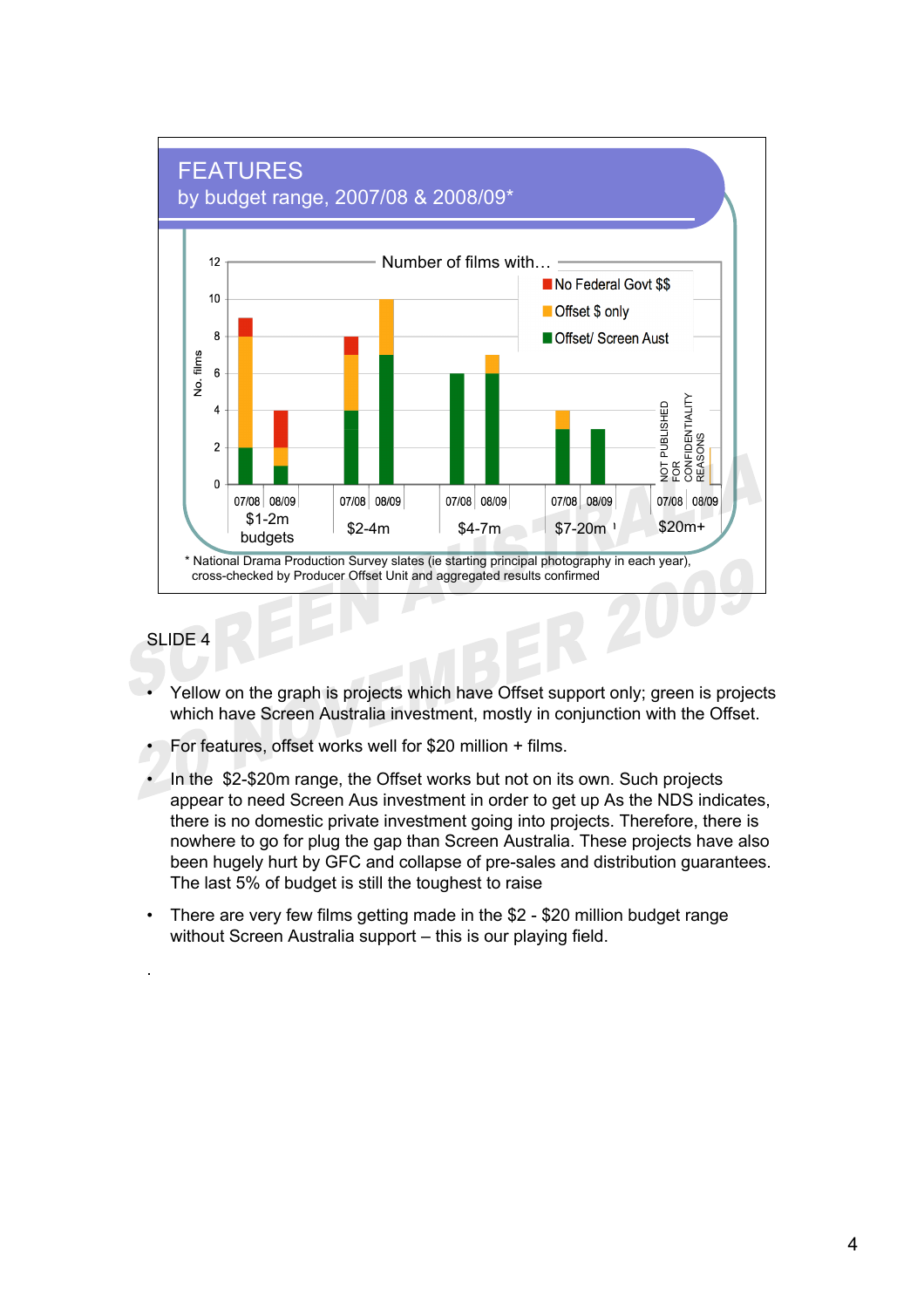## FEATURES

by budget range, 2007/08 & 2008/09*

Number of films with…

| Budget range | Year | Offset/ Screen Aust | Offset $ only | No Federal Govt $$ |
|---|---|---|---|---|
| $1-2m budgets | 07/08 | 2 | 6 | 1 |
| | 08/09 | 1 | 1 | 2 |
| $2-4m | 07/08 | 4 | 3 | 1 |
| | 08/09 | 7 | 3 | |
| $4-7m | 07/08 | 6 | | |
| | 08/09 | 6 | 1 | |
| $7-20m | 07/08 | 3 | 1 | |
| | 08/09 | 3 | | |
| $20m+ | 07/08 | NOT PUBLISHED FOR CONFIDENTIALITY REASONS | | |
| | 08/09 | | | |

\* National Drama Production Survey slates (ie starting principal photography in each year), cross-checked by Producer Offset Unit and aggregated results confirmed

SLIDE 4

- Yellow on the graph is projects which have Offset support only; green is projects which have Screen Australia investment, mostly in conjunction with the Offset.
- For features, offset works well for $20 million + films.
- In the $2-$20m range, the Offset works but not on its own. Such projects appear to need Screen Aus investment in order to get up As the NDS indicates, there is no domestic private investment going into projects. Therefore, there is nowhere to go for plug the gap than Screen Australia. These projects have also been hugely hurt by GFC and collapse of pre-sales and distribution guarantees. The last 5% of budget is still the toughest to raise
- There are very few films getting made in the $2 - $20 million budget range without Screen Australia support – this is our playing field.

.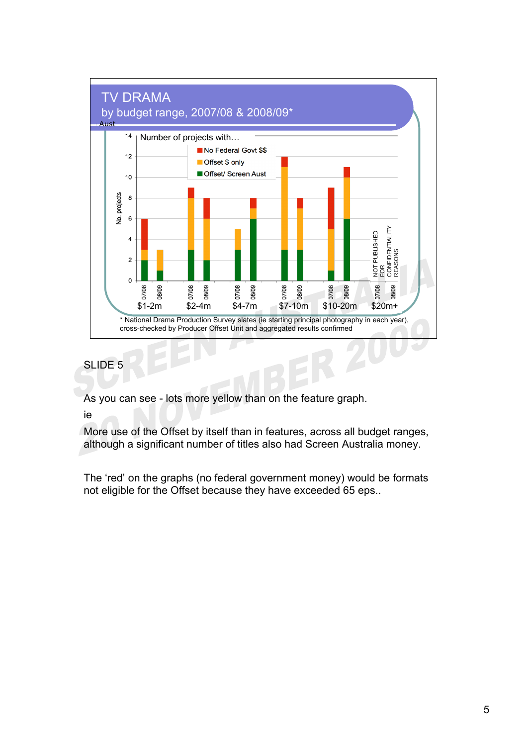## TV DRAMA

by budget range, 2007/08 & 2008/09*

Aust

Number of projects with…

| Budget range | Year | Offset/ Screen Aust | Offset $ only | No Federal Govt $$ |
|---|---|---|---|---|
| $1-2m | 07/08 | 2 | 1 | 3 |
| $1-2m | 08/09 | 1 | 2 | 0 |
| $2-4m | 07/08 | 3 | 5 | 1 |
| $2-4m | 08/09 | 2 | 4 | 2 |
| $4-7m | 07/08 | 3 | 2 | 0 |
| $4-7m | 08/09 | 6 | 1 | 1 |
| $7-10m | 07/08 | 3 | 8 | 1 |
| $7-10m | 08/09 | 3 | 4 | 1 |
| $10-20m | 07/08 | 1 | 4 | 4 |
| $10-20m | 08/09 | 6 | 4 | 1 |
| $20m+ | 07/08 | NOT PUBLISHED FOR CONFIDENTIALITY REASONS | | |
| $20m+ | 08/09 | NOT PUBLISHED FOR CONFIDENTIALITY REASONS | | |

\* National Drama Production Survey slates (ie starting principal photography in each year), cross-checked by Producer Offset Unit and aggregated results confirmed

SLIDE 5

As you can see - lots more yellow than on the feature graph.

ie

More use of the Offset by itself than in features, across all budget ranges, although a significant number of titles also had Screen Australia money.

The 'red' on the graphs (no federal government money) would be formats not eligible for the Offset because they have exceeded 65 eps..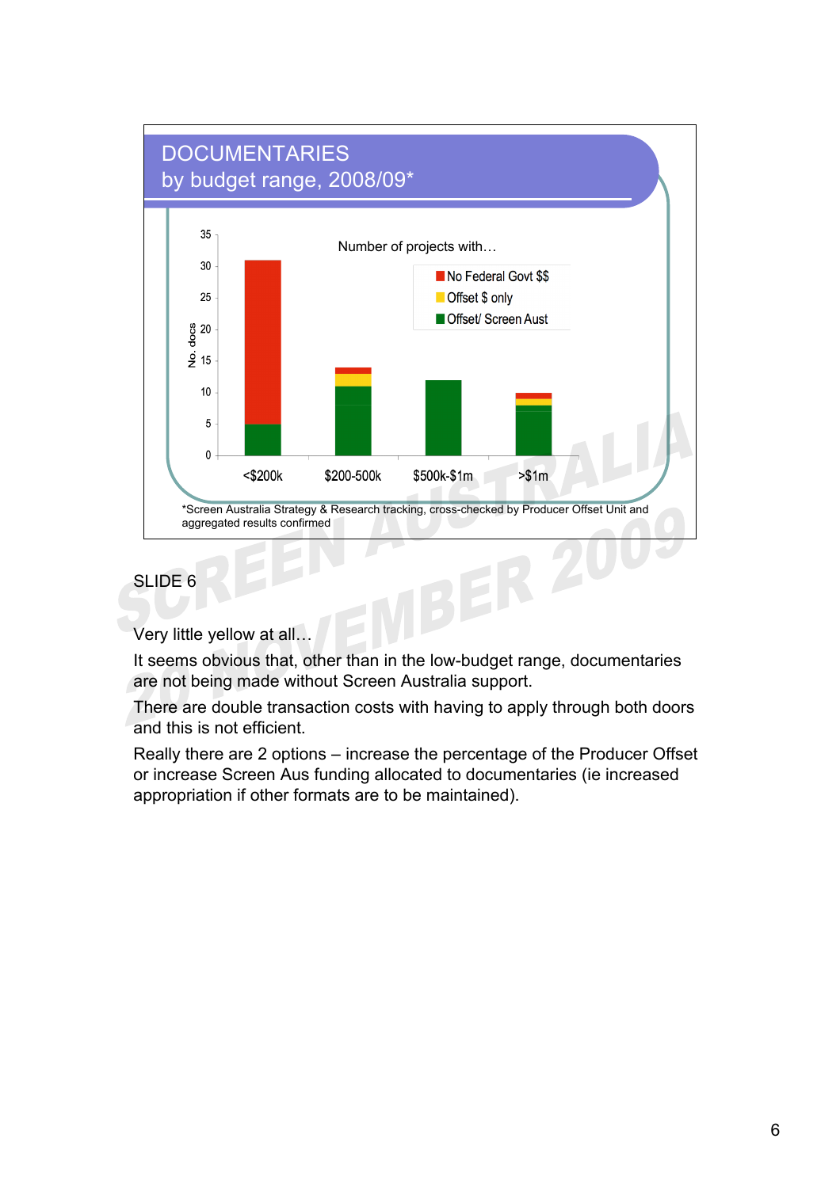## DOCUMENTARIES
## by budget range, 2008/09*

Number of projects with…

- No Federal Govt $$
- Offset $ only
- Offset/ Screen Aust

No. docs: 0, 5, 10, 15, 20, 25, 30, 35

<$200k | $200-500k | $500k-$1m | >$1m

*Screen Australia Strategy & Research tracking, cross-checked by Producer Offset Unit and aggregated results confirmed

SLIDE 6

Very little yellow at all…

It seems obvious that, other than in the low-budget range, documentaries are not being made without Screen Australia support.

There are double transaction costs with having to apply through both doors and this is not efficient.

Really there are 2 options – increase the percentage of the Producer Offset or increase Screen Aus funding allocated to documentaries (ie increased appropriation if other formats are to be maintained).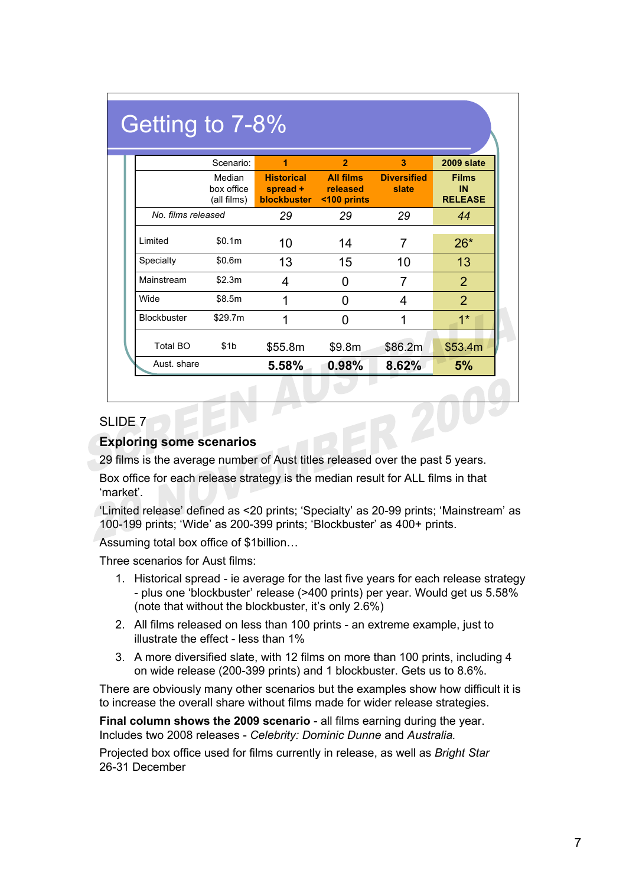## Getting to 7-8%

| | Scenario: | 1 | 2 | 3 | 2009 slate |
|---|---|---|---|---|---|
| | Median box office (all films) | Historical spread + blockbuster | All films released <100 prints | Diversified slate | Films IN RELEASE |
| *No. films released* | | *29* | *29* | *29* | *44* |
| Limited | $0.1m | 10 | 14 | 7 | 26* |
| Specialty | $0.6m | 13 | 15 | 10 | 13 |
| Mainstream | $2.3m | 4 | 0 | 7 | 2 |
| Wide | $8.5m | 1 | 0 | 4 | 2 |
| Blockbuster | $29.7m | 1 | 0 | 1 | 1* |
| Total BO | $1b | $55.8m | $9.8m | $86.2m | $53.4m |
| Aust. share | | **5.58%** | **0.98%** | **8.62%** | **5%** |

SLIDE 7

**Exploring some scenarios**

29 films is the average number of Aust titles released over the past 5 years.

Box office for each release strategy is the median result for ALL films in that 'market'.

'Limited release' defined as <20 prints; 'Specialty' as 20-99 prints; 'Mainstream' as 100-199 prints; 'Wide' as 200-399 prints; 'Blockbuster' as 400+ prints.

Assuming total box office of $1billion…

Three scenarios for Aust films:

1. Historical spread - ie average for the last five years for each release strategy - plus one 'blockbuster' release (>400 prints) per year. Would get us 5.58% (note that without the blockbuster, it's only 2.6%)
2. All films released on less than 100 prints - an extreme example, just to illustrate the effect - less than 1%
3. A more diversified slate, with 12 films on more than 100 prints, including 4 on wide release (200-399 prints) and 1 blockbuster. Gets us to 8.6%.

There are obviously many other scenarios but the examples show how difficult it is to increase the overall share without films made for wider release strategies.

**Final column shows the 2009 scenario** - all films earning during the year. Includes two 2008 releases - *Celebrity: Dominic Dunne* and *Australia.*

Projected box office used for films currently in release, as well as *Bright Star* 26-31 December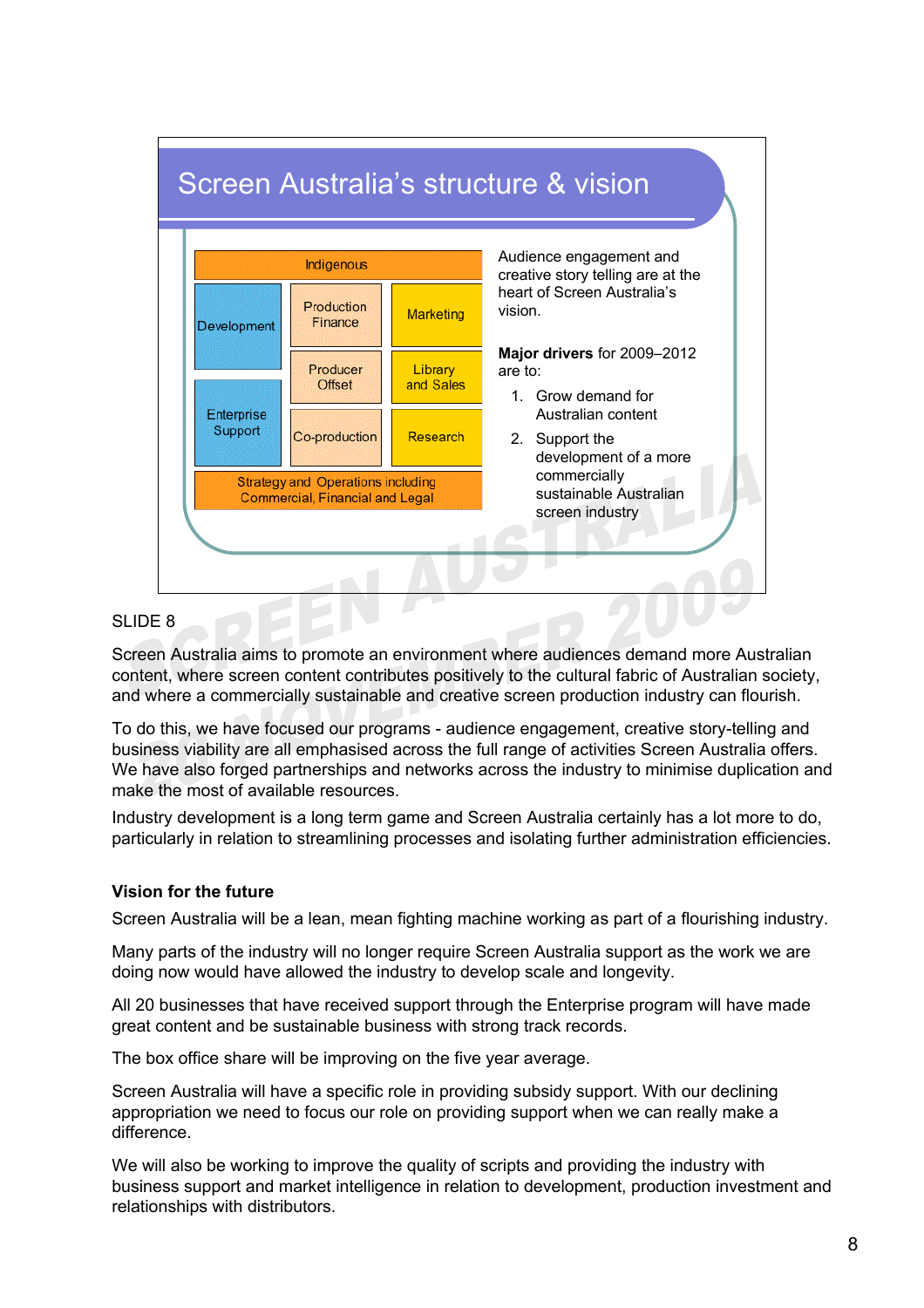## Screen Australia's structure & vision

Indigenous

Development

Production Finance

Marketing

Producer Offset

Library and Sales

Enterprise Support

Co-production

Research

Strategy and Operations including Commercial, Financial and Legal

Audience engagement and creative story telling are at the heart of Screen Australia's vision.

**Major drivers** for 2009–2012 are to:

1. Grow demand for Australian content
2. Support the development of a more commercially sustainable Australian screen industry

SLIDE 8

Screen Australia aims to promote an environment where audiences demand more Australian content, where screen content contributes positively to the cultural fabric of Australian society, and where a commercially sustainable and creative screen production industry can flourish.

To do this, we have focused our programs - audience engagement, creative story-telling and business viability are all emphasised across the full range of activities Screen Australia offers. We have also forged partnerships and networks across the industry to minimise duplication and make the most of available resources.

Industry development is a long term game and Screen Australia certainly has a lot more to do, particularly in relation to streamlining processes and isolating further administration efficiencies.

**Vision for the future**

Screen Australia will be a lean, mean fighting machine working as part of a flourishing industry.

Many parts of the industry will no longer require Screen Australia support as the work we are doing now would have allowed the industry to develop scale and longevity.

All 20 businesses that have received support through the Enterprise program will have made great content and be sustainable business with strong track records.

The box office share will be improving on the five year average.

Screen Australia will have a specific role in providing subsidy support. With our declining appropriation we need to focus our role on providing support when we can really make a difference.

We will also be working to improve the quality of scripts and providing the industry with business support and market intelligence in relation to development, production investment and relationships with distributors.